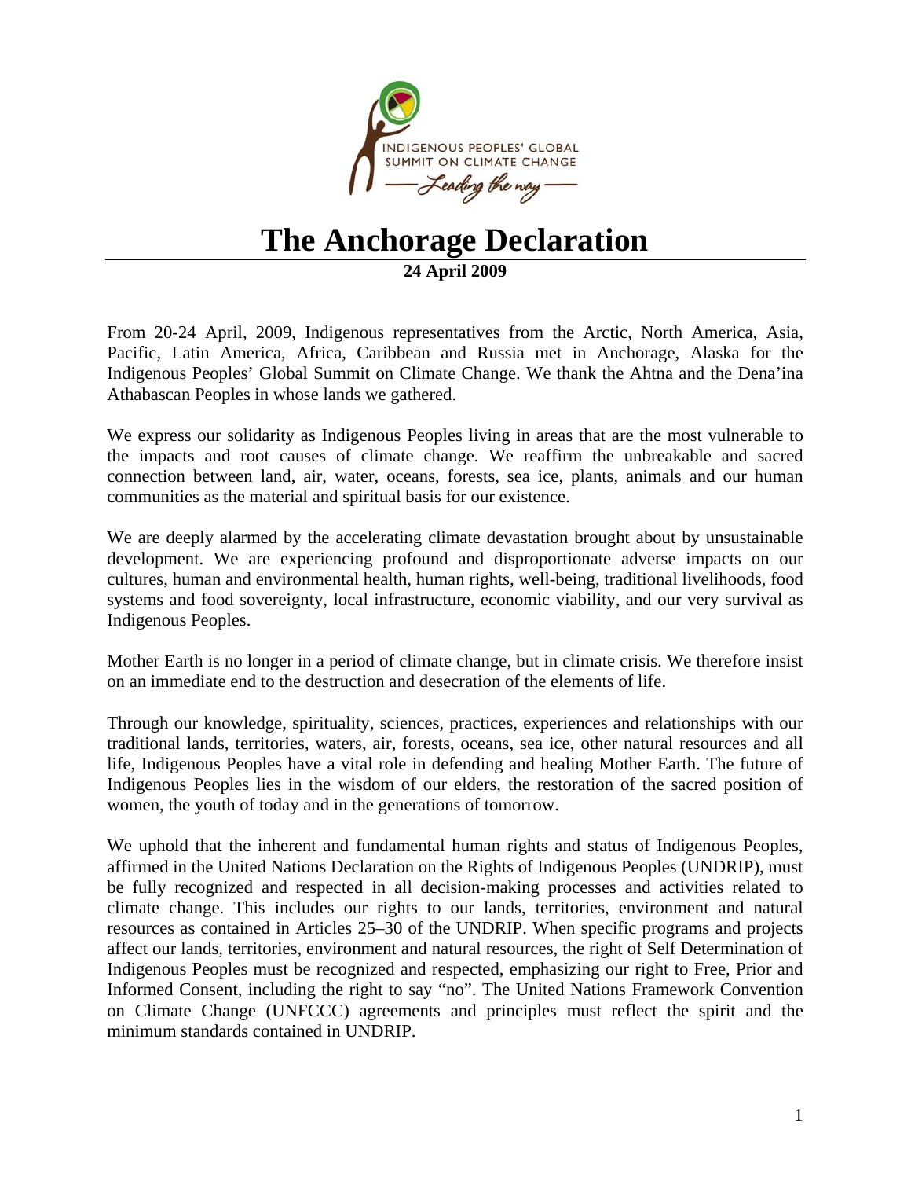INDIGENOUS PEOPLES' GLOBAL SUMMIT ON CLIMATE CHANGE

— *Leading the way* —

# The Anchorage Declaration

**24 April 2009**

From 20-24 April, 2009, Indigenous representatives from the Arctic, North America, Asia, Pacific, Latin America, Africa, Caribbean and Russia met in Anchorage, Alaska for the Indigenous Peoples' Global Summit on Climate Change. We thank the Ahtna and the Dena'ina Athabascan Peoples in whose lands we gathered.

We express our solidarity as Indigenous Peoples living in areas that are the most vulnerable to the impacts and root causes of climate change. We reaffirm the unbreakable and sacred connection between land, air, water, oceans, forests, sea ice, plants, animals and our human communities as the material and spiritual basis for our existence.

We are deeply alarmed by the accelerating climate devastation brought about by unsustainable development. We are experiencing profound and disproportionate adverse impacts on our cultures, human and environmental health, human rights, well-being, traditional livelihoods, food systems and food sovereignty, local infrastructure, economic viability, and our very survival as Indigenous Peoples.

Mother Earth is no longer in a period of climate change, but in climate crisis. We therefore insist on an immediate end to the destruction and desecration of the elements of life.

Through our knowledge, spirituality, sciences, practices, experiences and relationships with our traditional lands, territories, waters, air, forests, oceans, sea ice, other natural resources and all life, Indigenous Peoples have a vital role in defending and healing Mother Earth. The future of Indigenous Peoples lies in the wisdom of our elders, the restoration of the sacred position of women, the youth of today and in the generations of tomorrow.

We uphold that the inherent and fundamental human rights and status of Indigenous Peoples, affirmed in the United Nations Declaration on the Rights of Indigenous Peoples (UNDRIP), must be fully recognized and respected in all decision-making processes and activities related to climate change. This includes our rights to our lands, territories, environment and natural resources as contained in Articles 25–30 of the UNDRIP. When specific programs and projects affect our lands, territories, environment and natural resources, the right of Self Determination of Indigenous Peoples must be recognized and respected, emphasizing our right to Free, Prior and Informed Consent, including the right to say "no". The United Nations Framework Convention on Climate Change (UNFCCC) agreements and principles must reflect the spirit and the minimum standards contained in UNDRIP.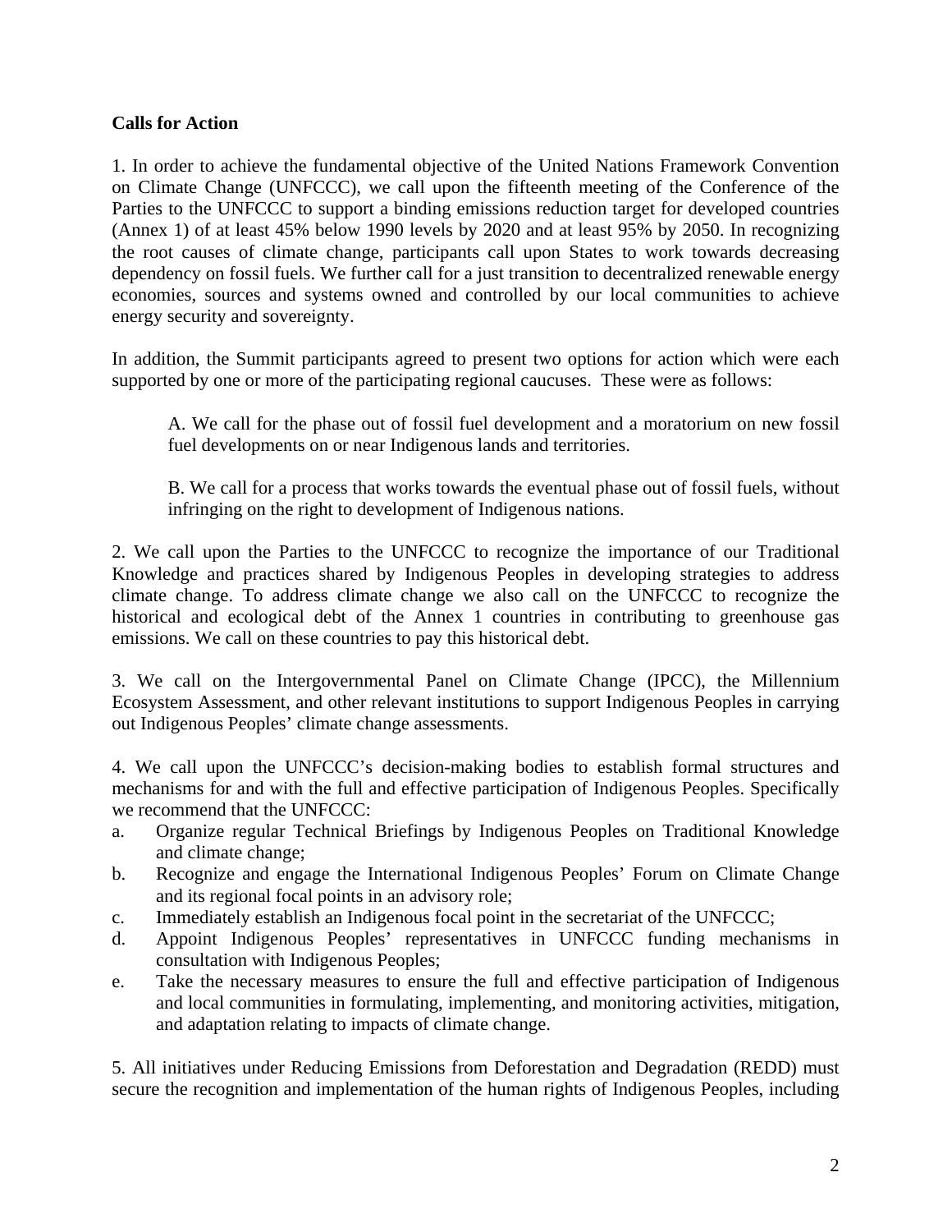**Calls for Action**

1. In order to achieve the fundamental objective of the United Nations Framework Convention on Climate Change (UNFCCC), we call upon the fifteenth meeting of the Conference of the Parties to the UNFCCC to support a binding emissions reduction target for developed countries (Annex 1) of at least 45% below 1990 levels by 2020 and at least 95% by 2050. In recognizing the root causes of climate change, participants call upon States to work towards decreasing dependency on fossil fuels. We further call for a just transition to decentralized renewable energy economies, sources and systems owned and controlled by our local communities to achieve energy security and sovereignty.

In addition, the Summit participants agreed to present two options for action which were each supported by one or more of the participating regional caucuses. These were as follows:

> A. We call for the phase out of fossil fuel development and a moratorium on new fossil fuel developments on or near Indigenous lands and territories.
>
> B. We call for a process that works towards the eventual phase out of fossil fuels, without infringing on the right to development of Indigenous nations.

2. We call upon the Parties to the UNFCCC to recognize the importance of our Traditional Knowledge and practices shared by Indigenous Peoples in developing strategies to address climate change. To address climate change we also call on the UNFCCC to recognize the historical and ecological debt of the Annex 1 countries in contributing to greenhouse gas emissions. We call on these countries to pay this historical debt.

3. We call on the Intergovernmental Panel on Climate Change (IPCC), the Millennium Ecosystem Assessment, and other relevant institutions to support Indigenous Peoples in carrying out Indigenous Peoples' climate change assessments.

4. We call upon the UNFCCC's decision-making bodies to establish formal structures and mechanisms for and with the full and effective participation of Indigenous Peoples. Specifically we recommend that the UNFCCC:

a. Organize regular Technical Briefings by Indigenous Peoples on Traditional Knowledge and climate change;
b. Recognize and engage the International Indigenous Peoples' Forum on Climate Change and its regional focal points in an advisory role;
c. Immediately establish an Indigenous focal point in the secretariat of the UNFCCC;
d. Appoint Indigenous Peoples' representatives in UNFCCC funding mechanisms in consultation with Indigenous Peoples;
e. Take the necessary measures to ensure the full and effective participation of Indigenous and local communities in formulating, implementing, and monitoring activities, mitigation, and adaptation relating to impacts of climate change.

5. All initiatives under Reducing Emissions from Deforestation and Degradation (REDD) must secure the recognition and implementation of the human rights of Indigenous Peoples, including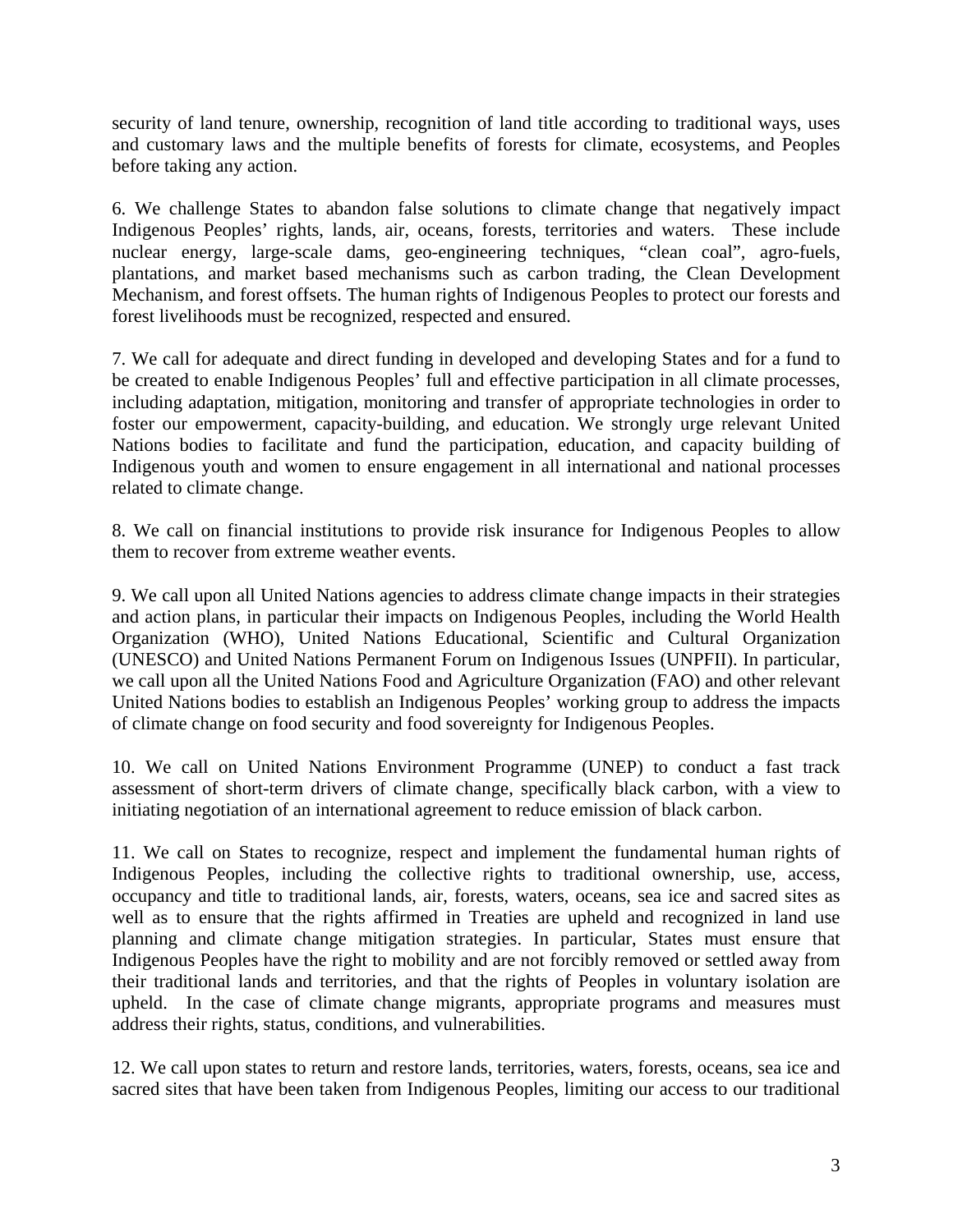security of land tenure, ownership, recognition of land title according to traditional ways, uses and customary laws and the multiple benefits of forests for climate, ecosystems, and Peoples before taking any action.

6. We challenge States to abandon false solutions to climate change that negatively impact Indigenous Peoples' rights, lands, air, oceans, forests, territories and waters. These include nuclear energy, large-scale dams, geo-engineering techniques, "clean coal", agro-fuels, plantations, and market based mechanisms such as carbon trading, the Clean Development Mechanism, and forest offsets. The human rights of Indigenous Peoples to protect our forests and forest livelihoods must be recognized, respected and ensured.

7. We call for adequate and direct funding in developed and developing States and for a fund to be created to enable Indigenous Peoples' full and effective participation in all climate processes, including adaptation, mitigation, monitoring and transfer of appropriate technologies in order to foster our empowerment, capacity-building, and education. We strongly urge relevant United Nations bodies to facilitate and fund the participation, education, and capacity building of Indigenous youth and women to ensure engagement in all international and national processes related to climate change.

8. We call on financial institutions to provide risk insurance for Indigenous Peoples to allow them to recover from extreme weather events.

9. We call upon all United Nations agencies to address climate change impacts in their strategies and action plans, in particular their impacts on Indigenous Peoples, including the World Health Organization (WHO), United Nations Educational, Scientific and Cultural Organization (UNESCO) and United Nations Permanent Forum on Indigenous Issues (UNPFII). In particular, we call upon all the United Nations Food and Agriculture Organization (FAO) and other relevant United Nations bodies to establish an Indigenous Peoples' working group to address the impacts of climate change on food security and food sovereignty for Indigenous Peoples.

10. We call on United Nations Environment Programme (UNEP) to conduct a fast track assessment of short-term drivers of climate change, specifically black carbon, with a view to initiating negotiation of an international agreement to reduce emission of black carbon.

11. We call on States to recognize, respect and implement the fundamental human rights of Indigenous Peoples, including the collective rights to traditional ownership, use, access, occupancy and title to traditional lands, air, forests, waters, oceans, sea ice and sacred sites as well as to ensure that the rights affirmed in Treaties are upheld and recognized in land use planning and climate change mitigation strategies. In particular, States must ensure that Indigenous Peoples have the right to mobility and are not forcibly removed or settled away from their traditional lands and territories, and that the rights of Peoples in voluntary isolation are upheld. In the case of climate change migrants, appropriate programs and measures must address their rights, status, conditions, and vulnerabilities.

12. We call upon states to return and restore lands, territories, waters, forests, oceans, sea ice and sacred sites that have been taken from Indigenous Peoples, limiting our access to our traditional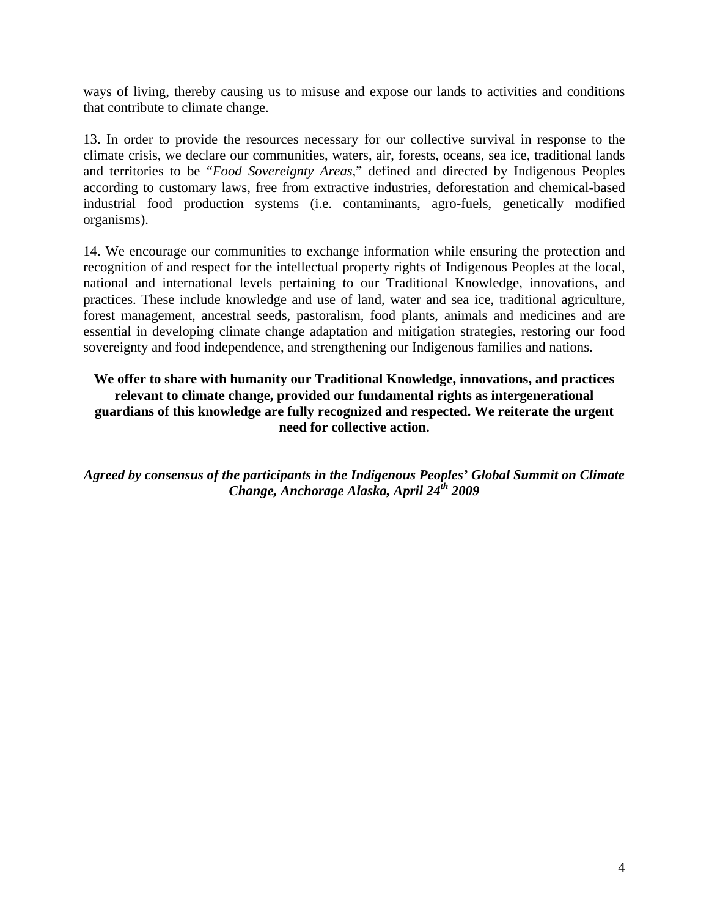ways of living, thereby causing us to misuse and expose our lands to activities and conditions that contribute to climate change.

13. In order to provide the resources necessary for our collective survival in response to the climate crisis, we declare our communities, waters, air, forests, oceans, sea ice, traditional lands and territories to be "*Food Sovereignty Areas*," defined and directed by Indigenous Peoples according to customary laws, free from extractive industries, deforestation and chemical-based industrial food production systems (i.e. contaminants, agro-fuels, genetically modified organisms).

14. We encourage our communities to exchange information while ensuring the protection and recognition of and respect for the intellectual property rights of Indigenous Peoples at the local, national and international levels pertaining to our Traditional Knowledge, innovations, and practices. These include knowledge and use of land, water and sea ice, traditional agriculture, forest management, ancestral seeds, pastoralism, food plants, animals and medicines and are essential in developing climate change adaptation and mitigation strategies, restoring our food sovereignty and food independence, and strengthening our Indigenous families and nations.

**We offer to share with humanity our Traditional Knowledge, innovations, and practices relevant to climate change, provided our fundamental rights as intergenerational guardians of this knowledge are fully recognized and respected. We reiterate the urgent need for collective action.**

***Agreed by consensus of the participants in the Indigenous Peoples' Global Summit on Climate Change, Anchorage Alaska, April 24th 2009***